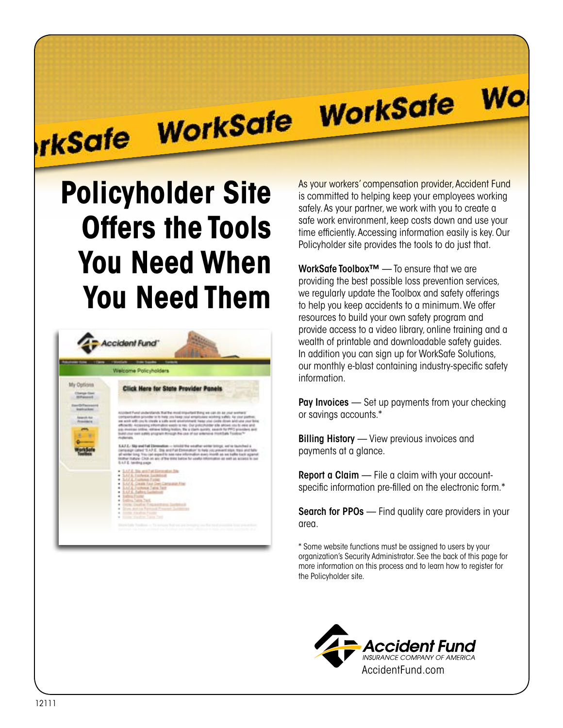# Policyholder Site Offers the Tools You Need When You Need Them

As your workers' compensation provider, Accident Fund is committed to helping keep your employees working safely. As your partner, we work with you to create a safe work environment, keep costs down and use your time efficiently. Accessing information easily is key. Our Policyholder site provides the tools to do just that.

**WorkSafe Toolbox™** — To ensure that we are providing the best possible loss prevention services, we regularly update the Toolbox and safety offerings to help you keep accidents to a minimum. We offer resources to build your own safety program and provide access to a video library, online training and a wealth of printable and downloadable safety guides. In addition you can sign up for WorkSafe Solutions, our monthly e-blast containing industry-specific safety information.

**Pay Invoices** — Set up payments from your checking or savings accounts.*

**Billing History** — View previous invoices and payments at a glance.

**Report a Claim** — File a claim with your account-specific information pre-filled on the electronic form.*

**Search for PPOs** — Find quality care providers in your area.

* Some website functions must be assigned to users by your organization's Security Administrator. See the back of this page for more information on this process and to learn how to register for the Policyholder site.

Accident Fund INSURANCE COMPANY OF AMERICA
AccidentFund.com

12111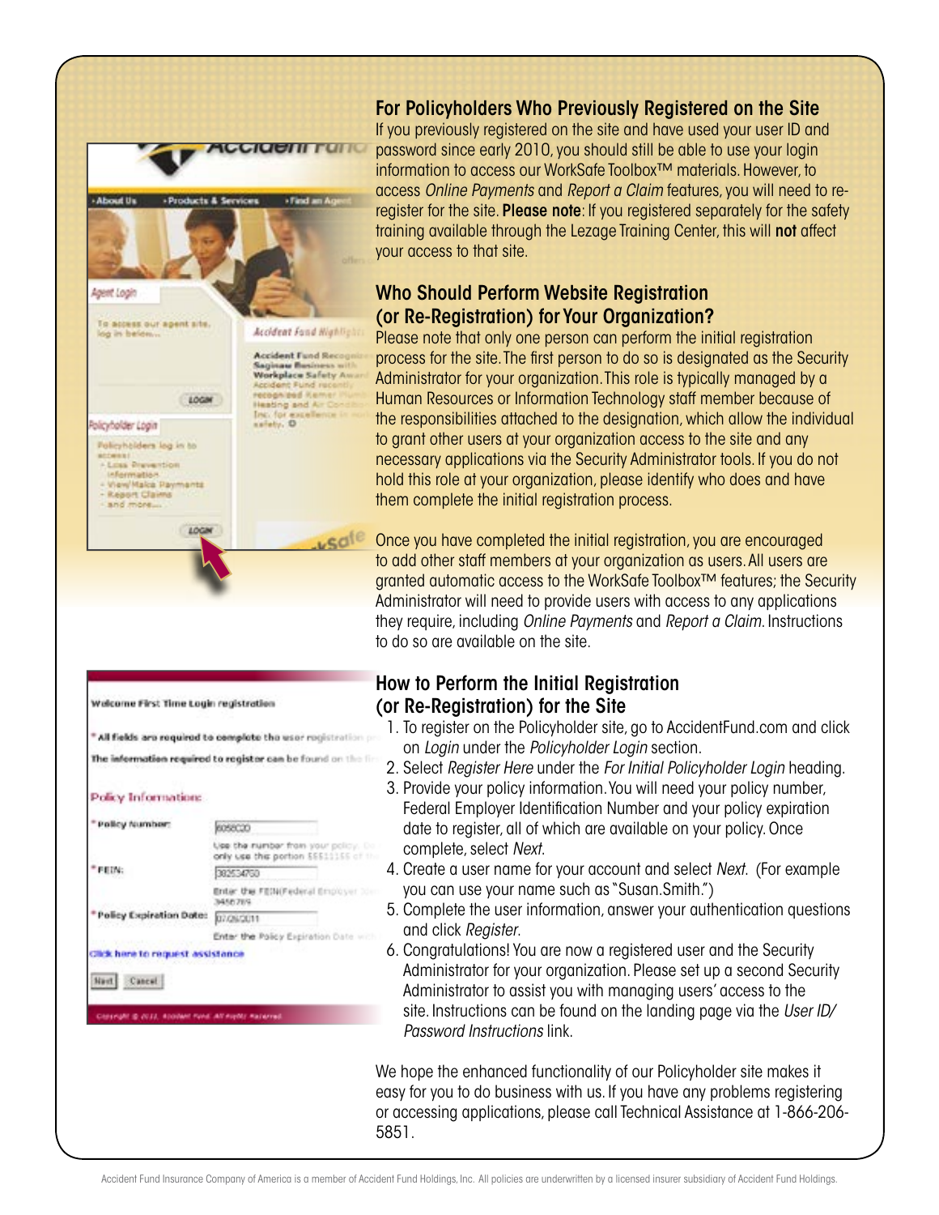## For Policyholders Who Previously Registered on the Site

If you previously registered on the site and have used your user ID and password since early 2010, you should still be able to use your login information to access our WorkSafe Toolbox™ materials. However, to access *Online Payments* and *Report a Claim* features, you will need to re-register for the site. **Please note**: If you registered separately for the safety training available through the Lezage Training Center, this will **not** affect your access to that site.

## Who Should Perform Website Registration (or Re-Registration) for Your Organization?

Please note that only one person can perform the initial registration process for the site. The first person to do so is designated as the Security Administrator for your organization. This role is typically managed by a Human Resources or Information Technology staff member because of the responsibilities attached to the designation, which allow the individual to grant other users at your organization access to the site and any necessary applications via the Security Administrator tools. If you do not hold this role at your organization, please identify who does and have them complete the initial registration process.

Once you have completed the initial registration, you are encouraged to add other staff members at your organization as users. All users are granted automatic access to the WorkSafe Toolbox™ features; the Security Administrator will need to provide users with access to any applications they require, including *Online Payments* and *Report a Claim*. Instructions to do so are available on the site.

## How to Perform the Initial Registration (or Re-Registration) for the Site

1. To register on the Policyholder site, go to AccidentFund.com and click on *Login* under the *Policyholder Login* section.
2. Select *Register Here* under the *For Initial Policyholder Login* heading.
3. Provide your policy information. You will need your policy number, Federal Employer Identification Number and your policy expiration date to register, all of which are available on your policy. Once complete, select *Next*.
4. Create a user name for your account and select *Next*. (For example you can use your name such as "Susan.Smith.")
5. Complete the user information, answer your authentication questions and click *Register*.
6. Congratulations! You are now a registered user and the Security Administrator for your organization. Please set up a second Security Administrator to assist you with managing users' access to the site. Instructions can be found on the landing page via the *User ID/ Password Instructions* link.

We hope the enhanced functionality of our Policyholder site makes it easy for you to do business with us. If you have any problems registering or accessing applications, please call Technical Assistance at 1-866-206-5851.

Accident Fund Insurance Company of America is a member of Accident Fund Holdings, Inc. All policies are underwritten by a licensed insurer subsidiary of Accident Fund Holdings.